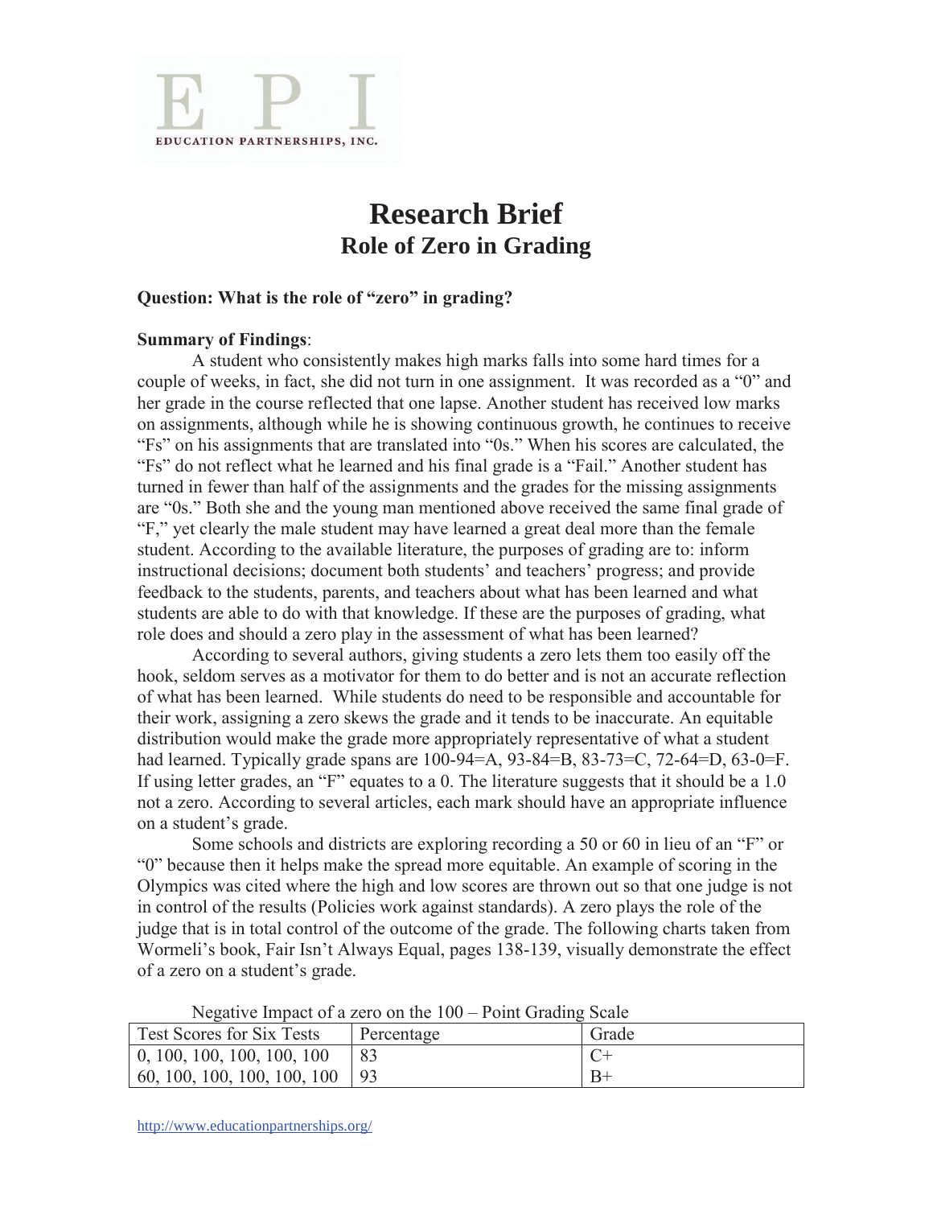EPI
EDUCATION PARTNERSHIPS, INC.

# Research Brief
## Role of Zero in Grading

**Question: What is the role of "zero" in grading?**

**Summary of Findings**:

A student who consistently makes high marks falls into some hard times for a couple of weeks, in fact, she did not turn in one assignment. It was recorded as a "0" and her grade in the course reflected that one lapse. Another student has received low marks on assignments, although while he is showing continuous growth, he continues to receive "Fs" on his assignments that are translated into "0s." When his scores are calculated, the "Fs" do not reflect what he learned and his final grade is a "Fail." Another student has turned in fewer than half of the assignments and the grades for the missing assignments are "0s." Both she and the young man mentioned above received the same final grade of "F," yet clearly the male student may have learned a great deal more than the female student. According to the available literature, the purposes of grading are to: inform instructional decisions; document both students' and teachers' progress; and provide feedback to the students, parents, and teachers about what has been learned and what students are able to do with that knowledge. If these are the purposes of grading, what role does and should a zero play in the assessment of what has been learned?

According to several authors, giving students a zero lets them too easily off the hook, seldom serves as a motivator for them to do better and is not an accurate reflection of what has been learned. While students do need to be responsible and accountable for their work, assigning a zero skews the grade and it tends to be inaccurate. An equitable distribution would make the grade more appropriately representative of what a student had learned. Typically grade spans are 100-94=A, 93-84=B, 83-73=C, 72-64=D, 63-0=F. If using letter grades, an "F" equates to a 0. The literature suggests that it should be a 1.0 not a zero. According to several articles, each mark should have an appropriate influence on a student's grade.

Some schools and districts are exploring recording a 50 or 60 in lieu of an "F" or "0" because then it helps make the spread more equitable. An example of scoring in the Olympics was cited where the high and low scores are thrown out so that one judge is not in control of the results (Policies work against standards). A zero plays the role of the judge that is in total control of the outcome of the grade. The following charts taken from Wormeli's book, Fair Isn't Always Equal, pages 138-139, visually demonstrate the effect of a zero on a student's grade.

Negative Impact of a zero on the 100 – Point Grading Scale

| Test Scores for Six Tests | Percentage | Grade |
|---|---|---|
| 0, 100, 100, 100, 100, 100 | 83 | C+ |
| 60, 100, 100, 100, 100, 100 | 93 | B+ |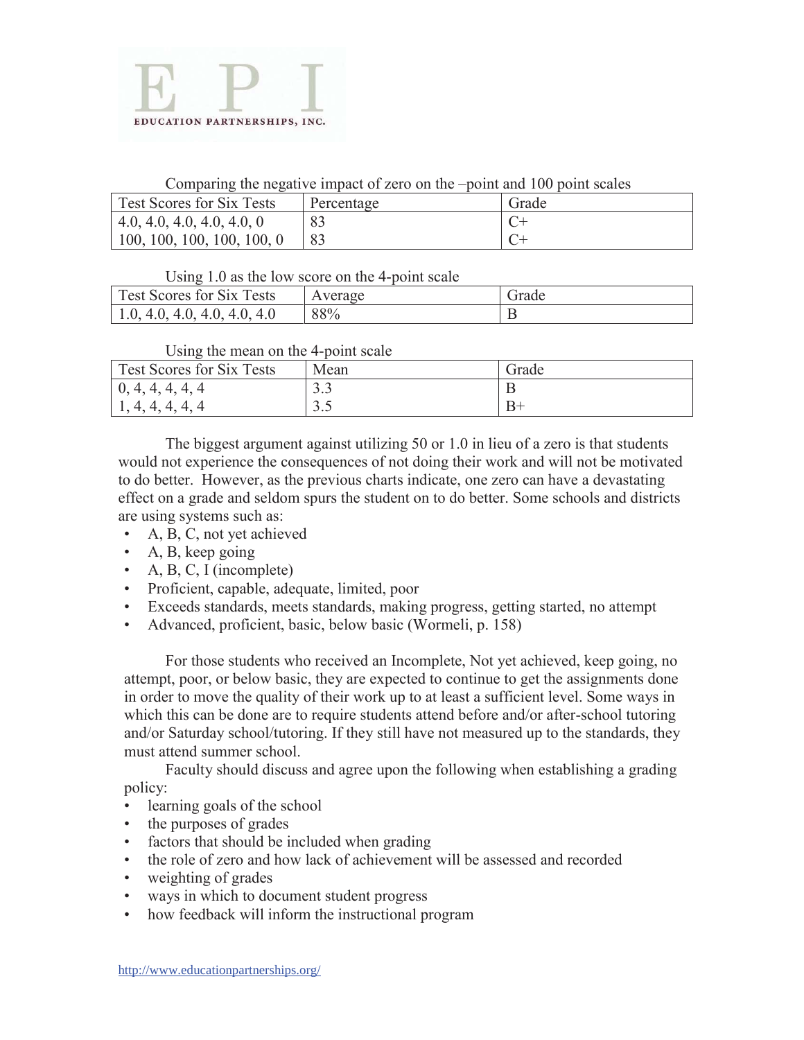Comparing the negative impact of zero on the –point and 100 point scales

| Test Scores for Six Tests | Percentage | Grade |
|---|---|---|
| 4.0, 4.0, 4.0, 4.0, 4.0, 0 | 83 | C+ |
| 100, 100, 100, 100, 100, 0 | 83 | C+ |

Using 1.0 as the low score on the 4-point scale

| Test Scores for Six Tests | Average | Grade |
|---|---|---|
| 1.0, 4.0, 4.0, 4.0, 4.0, 4.0 | 88% | B |

Using the mean on the 4-point scale

| Test Scores for Six Tests | Mean | Grade |
|---|---|---|
| 0, 4, 4, 4, 4, 4 | 3.3 | B |
| 1, 4, 4, 4, 4, 4 | 3.5 | B+ |

The biggest argument against utilizing 50 or 1.0 in lieu of a zero is that students would not experience the consequences of not doing their work and will not be motivated to do better. However, as the previous charts indicate, one zero can have a devastating effect on a grade and seldom spurs the student on to do better. Some schools and districts are using systems such as:

- A, B, C, not yet achieved
- A, B, keep going
- A, B, C, I (incomplete)
- Proficient, capable, adequate, limited, poor
- Exceeds standards, meets standards, making progress, getting started, no attempt
- Advanced, proficient, basic, below basic (Wormeli, p. 158)

For those students who received an Incomplete, Not yet achieved, keep going, no attempt, poor, or below basic, they are expected to continue to get the assignments done in order to move the quality of their work up to at least a sufficient level. Some ways in which this can be done are to require students attend before and/or after-school tutoring and/or Saturday school/tutoring. If they still have not measured up to the standards, they must attend summer school.

Faculty should discuss and agree upon the following when establishing a grading policy:

- learning goals of the school
- the purposes of grades
- factors that should be included when grading
- the role of zero and how lack of achievement will be assessed and recorded
- weighting of grades
- ways in which to document student progress
- how feedback will inform the instructional program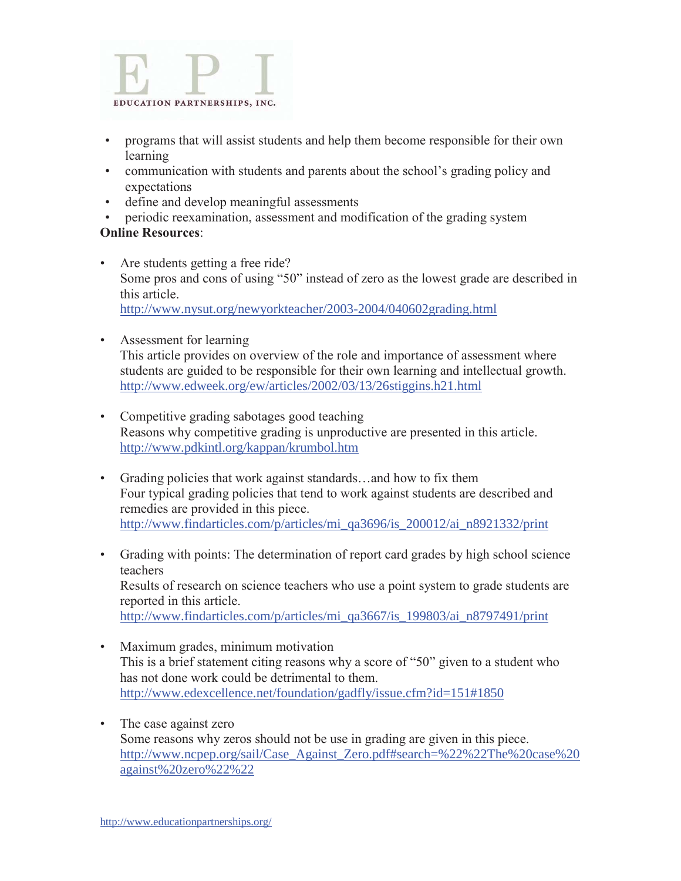- programs that will assist students and help them become responsible for their own learning
- communication with students and parents about the school's grading policy and expectations
- define and develop meaningful assessments
- periodic reexamination, assessment and modification of the grading system

**Online Resources**:

- Are students getting a free ride?
  Some pros and cons of using "50" instead of zero as the lowest grade are described in this article.
  http://www.nysut.org/newyorkteacher/2003-2004/040602grading.html

- Assessment for learning
  This article provides on overview of the role and importance of assessment where students are guided to be responsible for their own learning and intellectual growth.
  http://www.edweek.org/ew/articles/2002/03/13/26stiggins.h21.html

- Competitive grading sabotages good teaching
  Reasons why competitive grading is unproductive are presented in this article.
  http://www.pdkintl.org/kappan/krumbol.htm

- Grading policies that work against standards…and how to fix them
  Four typical grading policies that tend to work against students are described and remedies are provided in this piece.
  http://www.findarticles.com/p/articles/mi_qa3696/is_200012/ai_n8921332/print

- Grading with points: The determination of report card grades by high school science teachers
  Results of research on science teachers who use a point system to grade students are reported in this article.
  http://www.findarticles.com/p/articles/mi_qa3667/is_199803/ai_n8797491/print

- Maximum grades, minimum motivation
  This is a brief statement citing reasons why a score of "50" given to a student who has not done work could be detrimental to them.
  http://www.edexcellence.net/foundation/gadfly/issue.cfm?id=151#1850

- The case against zero
  Some reasons why zeros should not be use in grading are given in this piece.
  http://www.ncpep.org/sail/Case_Against_Zero.pdf#search=%22%22The%20case%20against%20zero%22%22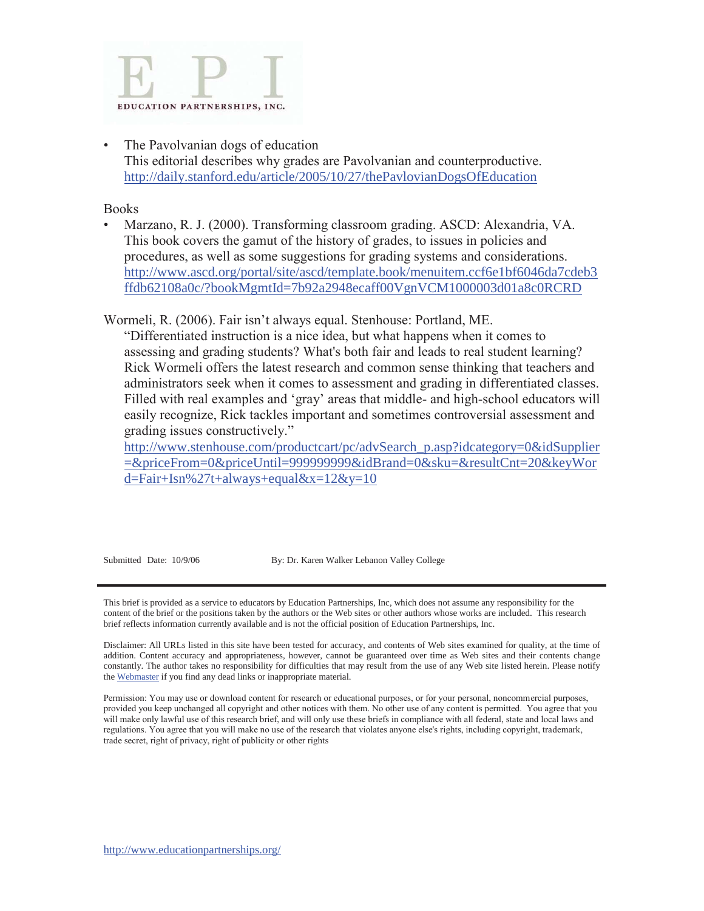- The Pavolvanian dogs of education
  This editorial describes why grades are Pavolvanian and counterproductive.
  http://daily.stanford.edu/article/2005/10/27/thePavlovianDogsOfEducation

Books

- Marzano, R. J. (2000). Transforming classroom grading. ASCD: Alexandria, VA.
  This book covers the gamut of the history of grades, to issues in policies and procedures, as well as some suggestions for grading systems and considerations.
  http://www.ascd.org/portal/site/ascd/template.book/menuitem.ccf6e1bf6046da7cdeb3ffdb62108a0c/?bookMgmtId=7b92a2948ecaff00VgnVCM1000003d01a8c0RCRD

Wormeli, R. (2006). Fair isn't always equal. Stenhouse: Portland, ME.
"Differentiated instruction is a nice idea, but what happens when it comes to assessing and grading students? What's both fair and leads to real student learning? Rick Wormeli offers the latest research and common sense thinking that teachers and administrators seek when it comes to assessment and grading in differentiated classes. Filled with real examples and 'gray' areas that middle- and high-school educators will easily recognize, Rick tackles important and sometimes controversial assessment and grading issues constructively."
http://www.stenhouse.com/productcart/pc/advSearch_p.asp?idcategory=0&idSupplier=&priceFrom=0&priceUntil=999999999&idBrand=0&sku=&resultCnt=20&keyWord=Fair+Isn%27t+always+equal&x=12&y=10

Submitted Date: 10/9/06 By: Dr. Karen Walker Lebanon Valley College

---

This brief is provided as a service to educators by Education Partnerships, Inc, which does not assume any responsibility for the content of the brief or the positions taken by the authors or the Web sites or other authors whose works are included. This research brief reflects information currently available and is not the official position of Education Partnerships, Inc.

Disclaimer: All URLs listed in this site have been tested for accuracy, and contents of Web sites examined for quality, at the time of addition. Content accuracy and appropriateness, however, cannot be guaranteed over time as Web sites and their contents change constantly. The author takes no responsibility for difficulties that may result from the use of any Web site listed herein. Please notify the Webmaster if you find any dead links or inappropriate material.

Permission: You may use or download content for research or educational purposes, or for your personal, noncommercial purposes, provided you keep unchanged all copyright and other notices with them. No other use of any content is permitted. You agree that you will make only lawful use of this research brief, and will only use these briefs in compliance with all federal, state and local laws and regulations. You agree that you will make no use of the research that violates anyone else's rights, including copyright, trademark, trade secret, right of privacy, right of publicity or other rights